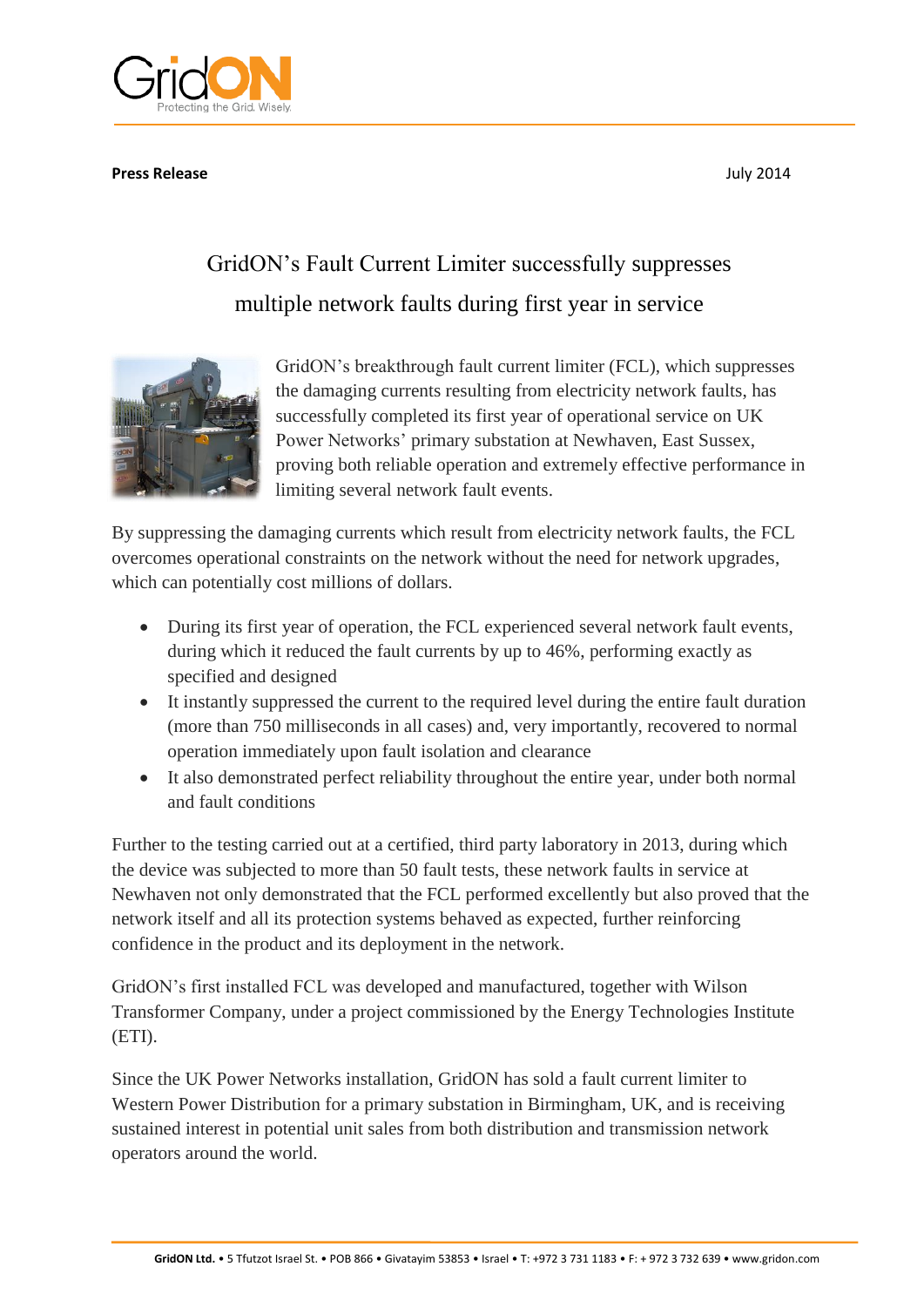**Press Release** July 2014

# GridON's Fault Current Limiter successfully suppresses multiple network faults during first year in service

GridON's breakthrough fault current limiter (FCL), which suppresses the damaging currents resulting from electricity network faults, has successfully completed its first year of operational service on UK Power Networks' primary substation at Newhaven, East Sussex, proving both reliable operation and extremely effective performance in limiting several network fault events.

By suppressing the damaging currents which result from electricity network faults, the FCL overcomes operational constraints on the network without the need for network upgrades, which can potentially cost millions of dollars.

- During its first year of operation, the FCL experienced several network fault events, during which it reduced the fault currents by up to 46%, performing exactly as specified and designed
- It instantly suppressed the current to the required level during the entire fault duration (more than 750 milliseconds in all cases) and, very importantly, recovered to normal operation immediately upon fault isolation and clearance
- It also demonstrated perfect reliability throughout the entire year, under both normal and fault conditions

Further to the testing carried out at a certified, third party laboratory in 2013, during which the device was subjected to more than 50 fault tests, these network faults in service at Newhaven not only demonstrated that the FCL performed excellently but also proved that the network itself and all its protection systems behaved as expected, further reinforcing confidence in the product and its deployment in the network.

GridON's first installed FCL was developed and manufactured, together with Wilson Transformer Company, under a project commissioned by the Energy Technologies Institute (ETI).

Since the UK Power Networks installation, GridON has sold a fault current limiter to Western Power Distribution for a primary substation in Birmingham, UK, and is receiving sustained interest in potential unit sales from both distribution and transmission network operators around the world.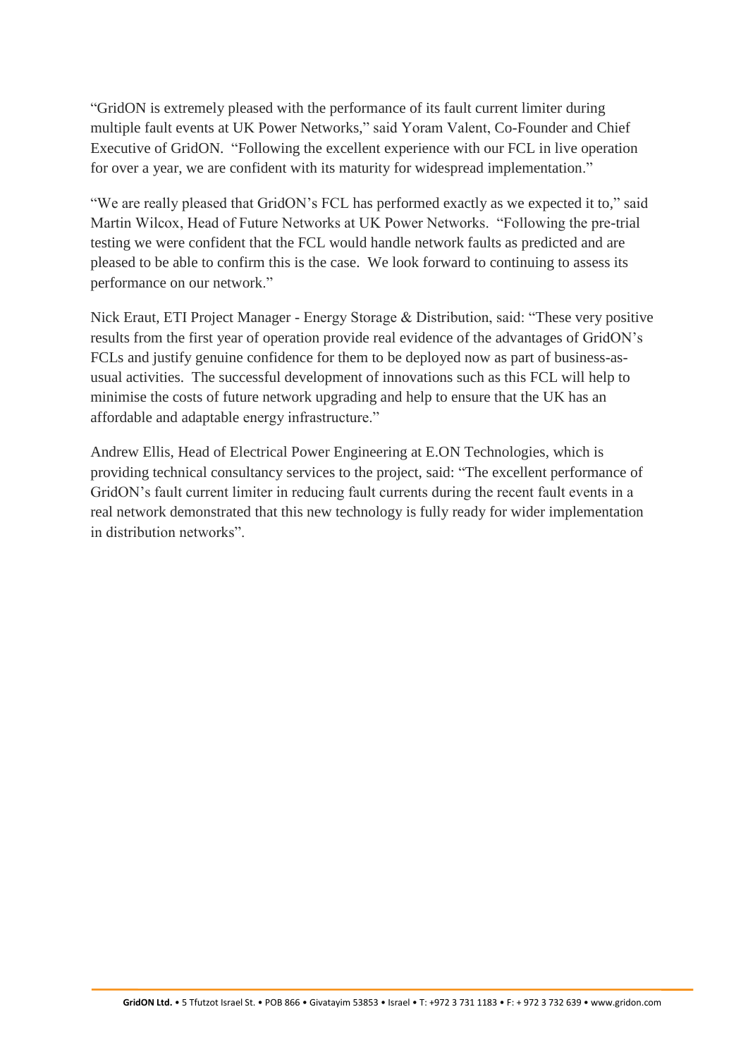"GridON is extremely pleased with the performance of its fault current limiter during multiple fault events at UK Power Networks," said Yoram Valent, Co-Founder and Chief Executive of GridON. "Following the excellent experience with our FCL in live operation for over a year, we are confident with its maturity for widespread implementation."

"We are really pleased that GridON's FCL has performed exactly as we expected it to," said Martin Wilcox, Head of Future Networks at UK Power Networks. "Following the pre-trial testing we were confident that the FCL would handle network faults as predicted and are pleased to be able to confirm this is the case. We look forward to continuing to assess its performance on our network."

Nick Eraut, ETI Project Manager - Energy Storage & Distribution, said: "These very positive results from the first year of operation provide real evidence of the advantages of GridON's FCLs and justify genuine confidence for them to be deployed now as part of business-as-usual activities. The successful development of innovations such as this FCL will help to minimise the costs of future network upgrading and help to ensure that the UK has an affordable and adaptable energy infrastructure."

Andrew Ellis, Head of Electrical Power Engineering at E.ON Technologies, which is providing technical consultancy services to the project, said: "The excellent performance of GridON's fault current limiter in reducing fault currents during the recent fault events in a real network demonstrated that this new technology is fully ready for wider implementation in distribution networks".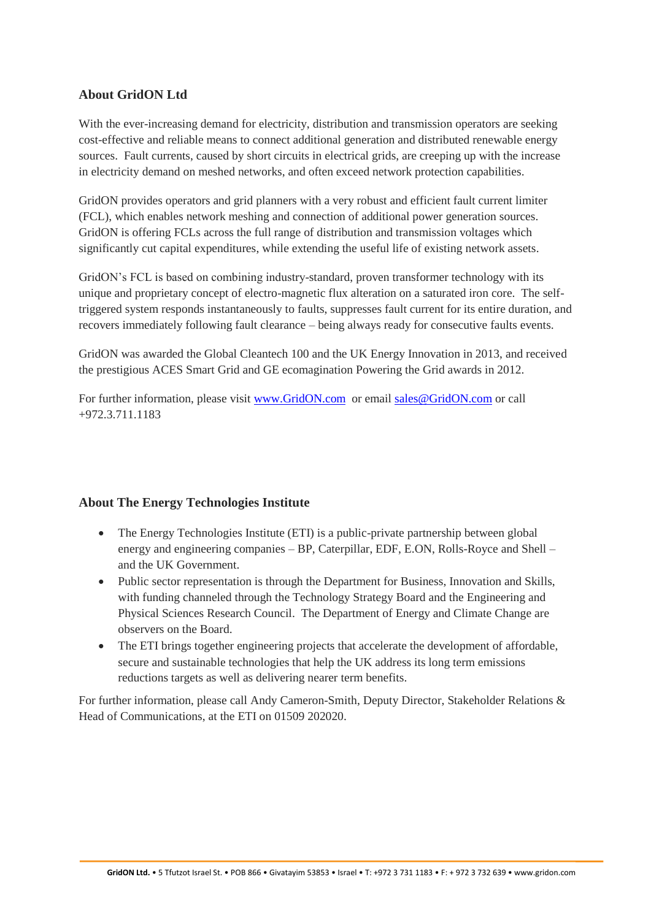## About GridON Ltd

With the ever-increasing demand for electricity, distribution and transmission operators are seeking cost-effective and reliable means to connect additional generation and distributed renewable energy sources. Fault currents, caused by short circuits in electrical grids, are creeping up with the increase in electricity demand on meshed networks, and often exceed network protection capabilities.

GridON provides operators and grid planners with a very robust and efficient fault current limiter (FCL), which enables network meshing and connection of additional power generation sources. GridON is offering FCLs across the full range of distribution and transmission voltages which significantly cut capital expenditures, while extending the useful life of existing network assets.

GridON's FCL is based on combining industry-standard, proven transformer technology with its unique and proprietary concept of electro-magnetic flux alteration on a saturated iron core. The self-triggered system responds instantaneously to faults, suppresses fault current for its entire duration, and recovers immediately following fault clearance – being always ready for consecutive faults events.

GridON was awarded the Global Cleantech 100 and the UK Energy Innovation in 2013, and received the prestigious ACES Smart Grid and GE ecomagination Powering the Grid awards in 2012.

For further information, please visit [www.GridON.com](http://www.GridON.com) or email [sales@GridON.com](mailto:sales@GridON.com) or call +972.3.711.1183

## About The Energy Technologies Institute

- The Energy Technologies Institute (ETI) is a public-private partnership between global energy and engineering companies – BP, Caterpillar, EDF, E.ON, Rolls-Royce and Shell – and the UK Government.
- Public sector representation is through the Department for Business, Innovation and Skills, with funding channeled through the Technology Strategy Board and the Engineering and Physical Sciences Research Council. The Department of Energy and Climate Change are observers on the Board.
- The ETI brings together engineering projects that accelerate the development of affordable, secure and sustainable technologies that help the UK address its long term emissions reductions targets as well as delivering nearer term benefits.

For further information, please call Andy Cameron-Smith, Deputy Director, Stakeholder Relations & Head of Communications, at the ETI on 01509 202020.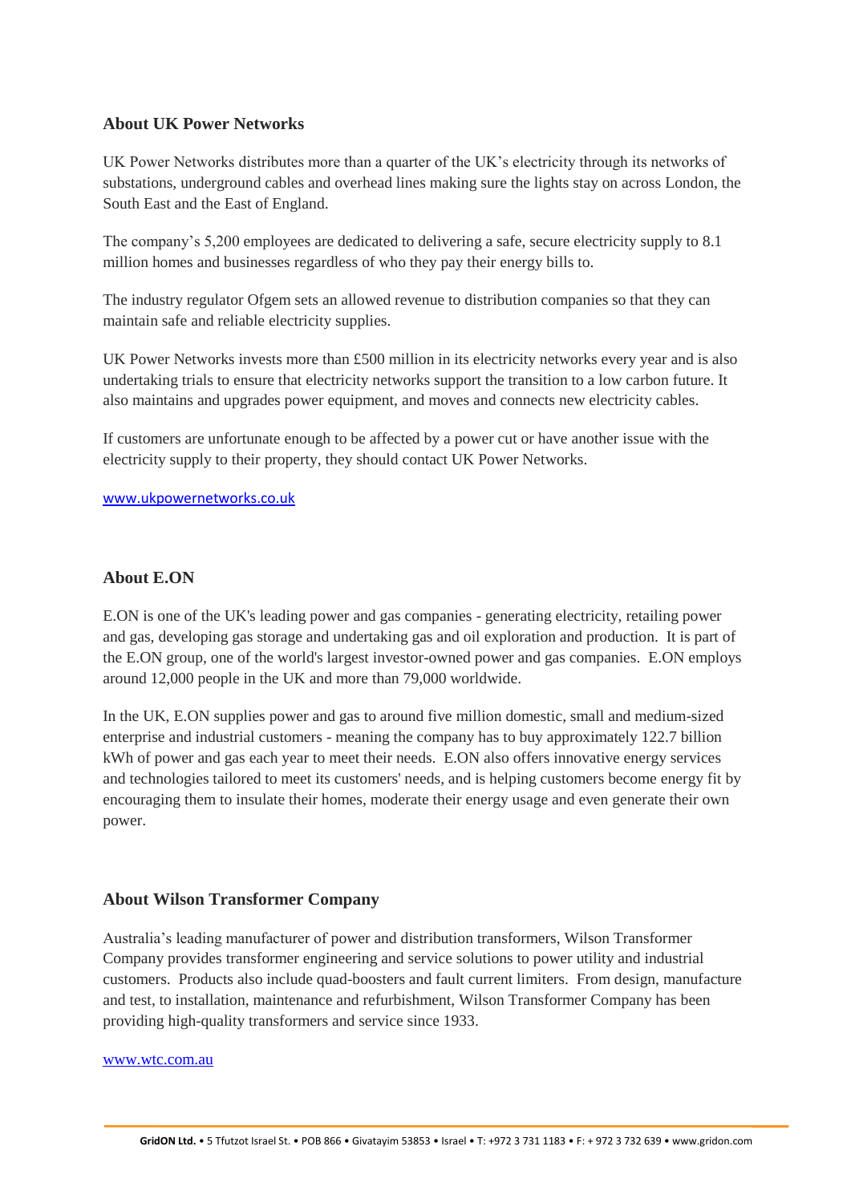### About UK Power Networks

UK Power Networks distributes more than a quarter of the UK's electricity through its networks of substations, underground cables and overhead lines making sure the lights stay on across London, the South East and the East of England.

The company's 5,200 employees are dedicated to delivering a safe, secure electricity supply to 8.1 million homes and businesses regardless of who they pay their energy bills to.

The industry regulator Ofgem sets an allowed revenue to distribution companies so that they can maintain safe and reliable electricity supplies.

UK Power Networks invests more than £500 million in its electricity networks every year and is also undertaking trials to ensure that electricity networks support the transition to a low carbon future. It also maintains and upgrades power equipment, and moves and connects new electricity cables.

If customers are unfortunate enough to be affected by a power cut or have another issue with the electricity supply to their property, they should contact UK Power Networks.

www.ukpowernetworks.co.uk

### About E.ON

E.ON is one of the UK's leading power and gas companies - generating electricity, retailing power and gas, developing gas storage and undertaking gas and oil exploration and production. It is part of the E.ON group, one of the world's largest investor-owned power and gas companies. E.ON employs around 12,000 people in the UK and more than 79,000 worldwide.

In the UK, E.ON supplies power and gas to around five million domestic, small and medium-sized enterprise and industrial customers - meaning the company has to buy approximately 122.7 billion kWh of power and gas each year to meet their needs. E.ON also offers innovative energy services and technologies tailored to meet its customers' needs, and is helping customers become energy fit by encouraging them to insulate their homes, moderate their energy usage and even generate their own power.

### About Wilson Transformer Company

Australia's leading manufacturer of power and distribution transformers, Wilson Transformer Company provides transformer engineering and service solutions to power utility and industrial customers. Products also include quad-boosters and fault current limiters. From design, manufacture and test, to installation, maintenance and refurbishment, Wilson Transformer Company has been providing high-quality transformers and service since 1933.

www.wtc.com.au